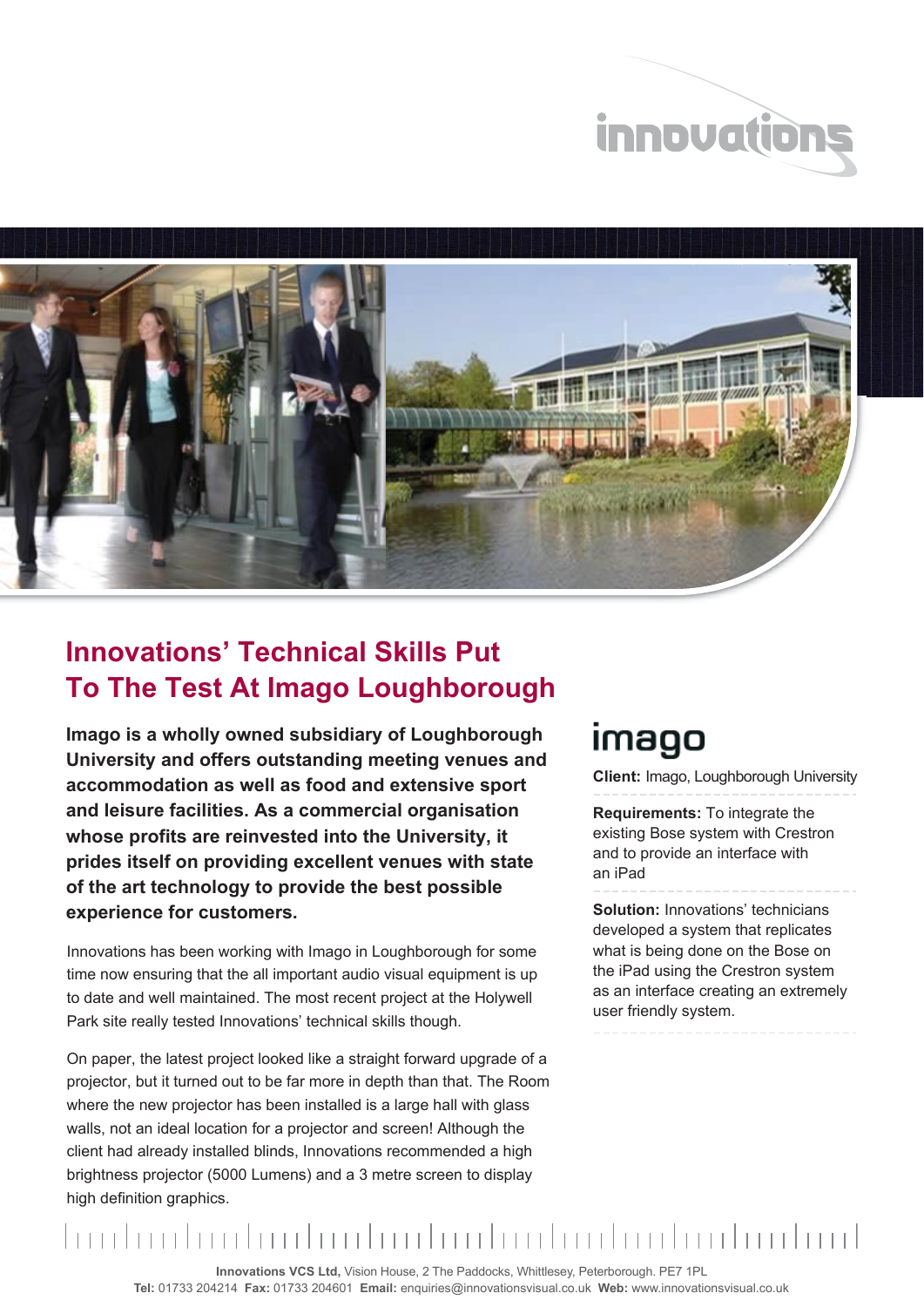# Innovations' Technical Skills Put To The Test At Imago Loughborough

**Imago is a wholly owned subsidiary of Loughborough University and offers outstanding meeting venues and accommodation as well as food and extensive sport and leisure facilities. As a commercial organisation whose profits are reinvested into the University, it prides itself on providing excellent venues with state of the art technology to provide the best possible experience for customers.**

Innovations has been working with Imago in Loughborough for some time now ensuring that the all important audio visual equipment is up to date and well maintained. The most recent project at the Holywell Park site really tested Innovations' technical skills though.

On paper, the latest project looked like a straight forward upgrade of a projector, but it turned out to be far more in depth than that. The Room where the new projector has been installed is a large hall with glass walls, not an ideal location for a projector and screen! Although the client had already installed blinds, Innovations recommended a high brightness projector (5000 Lumens) and a 3 metre screen to display high definition graphics.

**imago**

**Client:** Imago, Loughborough University

**Requirements:** To integrate the existing Bose system with Crestron and to provide an interface with an iPad

**Solution:** Innovations' technicians developed a system that replicates what is being done on the Bose on the iPad using the Crestron system as an interface creating an extremely user friendly system.

**Innovations VCS Ltd,** Vision House, 2 The Paddocks, Whittlesey, Peterborough. PE7 1PL
**Tel:** 01733 204214 **Fax:** 01733 204601 **Email:** enquiries@innovationsvisual.co.uk **Web:** www.innovationsvisual.co.uk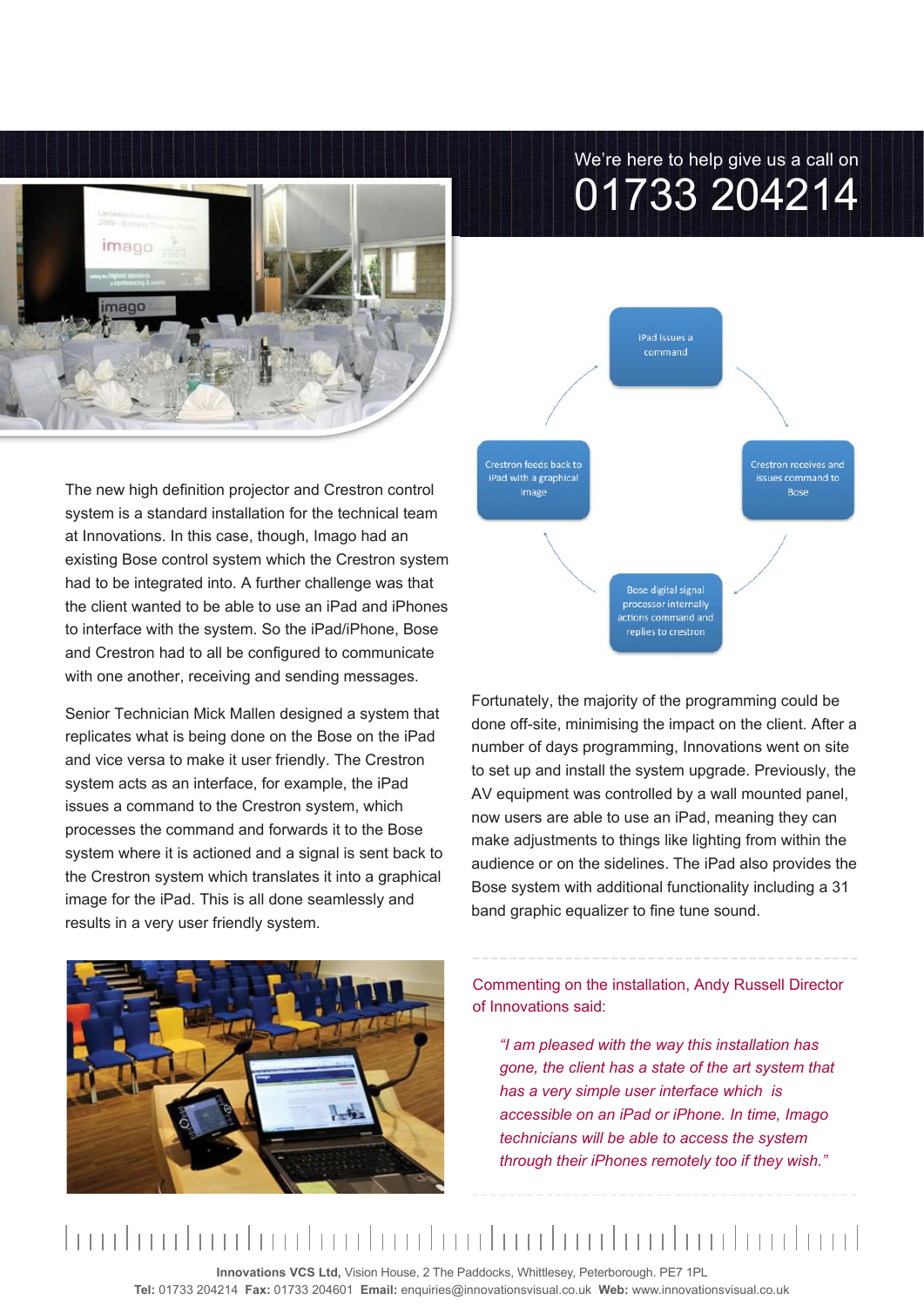We're here to help give us a call on

# 01733 204214

iPad issues a command

Crestron receives and issues command to Bose

Bose digital signal processor internally actions command and replies to crestron

Crestron feeds back to iPad with a graphical image

The new high definition projector and Crestron control system is a standard installation for the technical team at Innovations. In this case, though, Imago had an existing Bose control system which the Crestron system had to be integrated into. A further challenge was that the client wanted to be able to use an iPad and iPhones to interface with the system. So the iPad/iPhone, Bose and Crestron had to all be configured to communicate with one another, receiving and sending messages.

Senior Technician Mick Mallen designed a system that replicates what is being done on the Bose on the iPad and vice versa to make it user friendly. The Crestron system acts as an interface, for example, the iPad issues a command to the Crestron system, which processes the command and forwards it to the Bose system where it is actioned and a signal is sent back to the Crestron system which translates it into a graphical image for the iPad. This is all done seamlessly and results in a very user friendly system.

Fortunately, the majority of the programming could be done off-site, minimising the impact on the client. After a number of days programming, Innovations went on site to set up and install the system upgrade. Previously, the AV equipment was controlled by a wall mounted panel, now users are able to use an iPad, meaning they can make adjustments to things like lighting from within the audience or on the sidelines. The iPad also provides the Bose system with additional functionality including a 31 band graphic equalizer to fine tune sound.

Commenting on the installation, Andy Russell Director of Innovations said:

> *"I am pleased with the way this installation has gone, the client has a state of the art system that has a very simple user interface which is accessible on an iPad or iPhone. In time, Imago technicians will be able to access the system through their iPhones remotely too if they wish."*

**Innovations VCS Ltd,** Vision House, 2 The Paddocks, Whittlesey, Peterborough. PE7 1PL
**Tel:** 01733 204214 **Fax:** 01733 204601 **Email:** enquiries@innovationsvisual.co.uk **Web:** www.innovationsvisual.co.uk